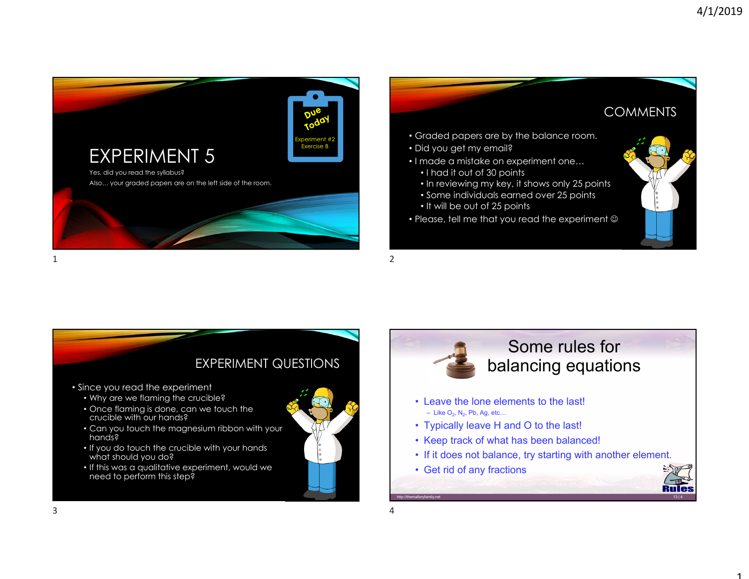# EXPERIMENT 5

Due Today

Experiment #2 Exercise B

Yes, did you read the syllabus?

Also… your graded papers are on the left side of the room.

## COMMENTS

- Graded papers are by the balance room.
- Did you get my email?
- I made a mistake on experiment one…
  - I had it out of 30 points
  - In reviewing my key, it shows only 25 points
  - Some individuals earned over 25 points
  - It will be out of 25 points
- Please, tell me that you read the experiment ☺

## EXPERIMENT QUESTIONS

- Since you read the experiment
  - Why are we flaming the crucible?
  - Once flaming is done, can we touch the crucible with our hands?
  - Can you touch the magnesium ribbon with your hands?
  - If you do touch the crucible with your hands what should you do?
  - If this was a qualitative experiment, would we need to perform this step?

## Some rules for balancing equations

- Leave the lone elements to the last!
  - Like $O_2$, $N_2$, Pb, Ag, etc…
- Typically leave H and O to the last!
- Keep track of what has been balanced!
- If it does not balance, try starting with another element.
- Get rid of any fractions

Rules

http://themalloryfamily.net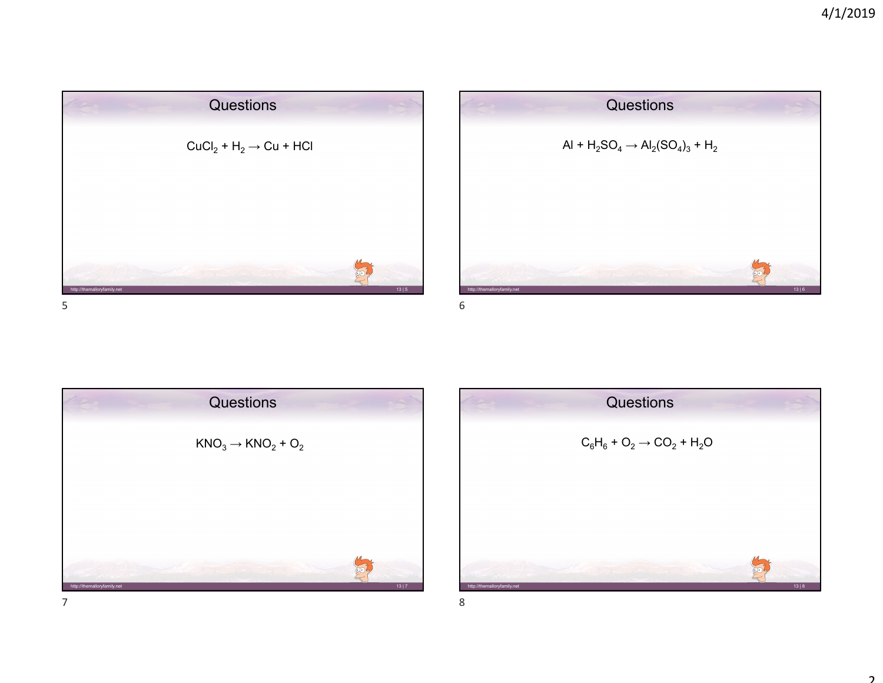## Questions

$$CuCl_2 + H_2 \rightarrow Cu + HCl$$

## Questions

$$Al + H_2SO_4 \rightarrow Al_2(SO_4)_3 + H_2$$

## Questions

$$KNO_3 \rightarrow KNO_2 + O_2$$

## Questions

$$C_6H_6 + O_2 \rightarrow CO_2 + H_2O$$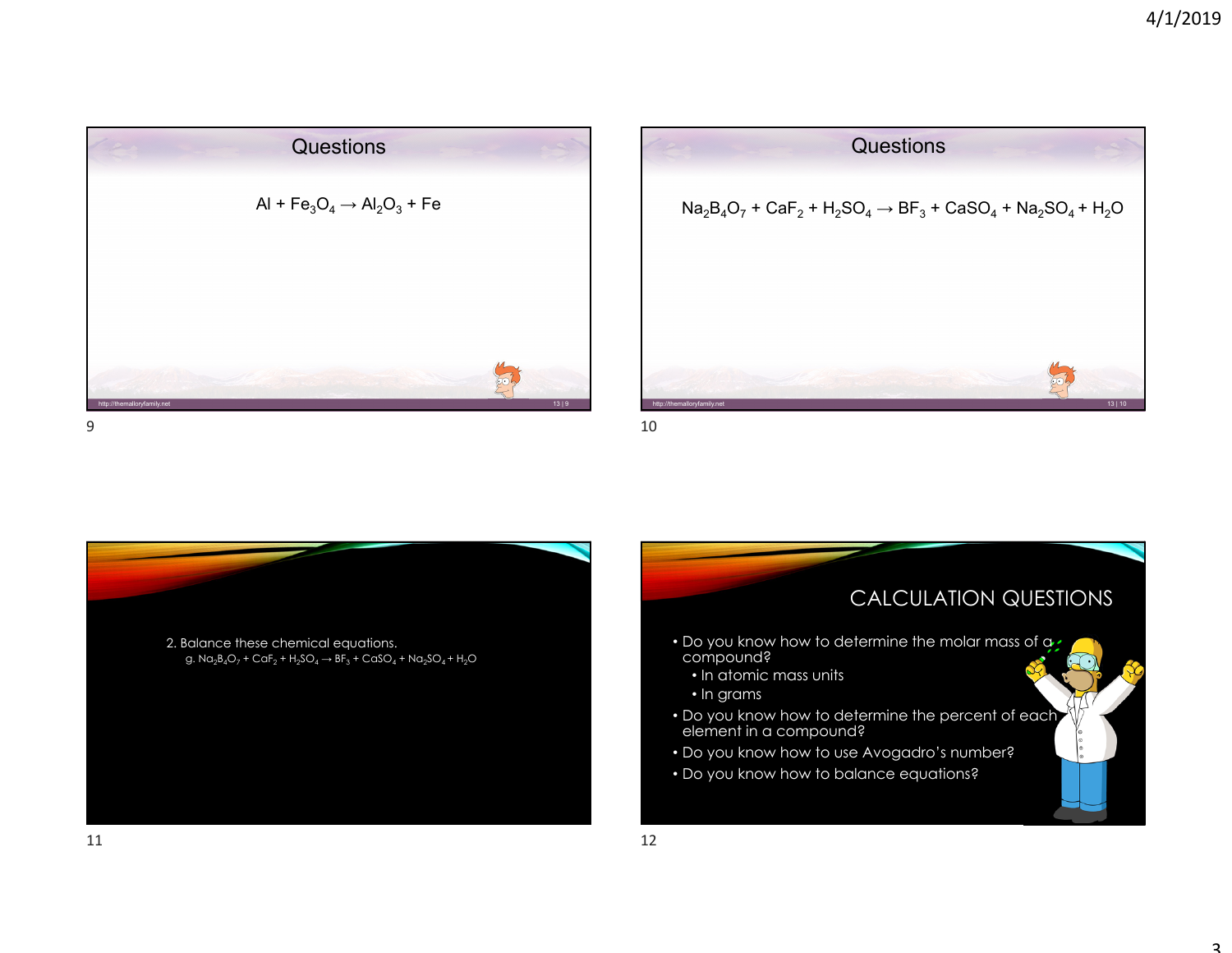## Questions

$Al + Fe_3O_4 \rightarrow Al_2O_3 + Fe$

## Questions

$Na_2B_4O_7 + CaF_2 + H_2SO_4 \rightarrow BF_3 + CaSO_4 + Na_2SO_4 + H_2O$

2. Balance these chemical equations.
   g. $Na_2B_4O_7 + CaF_2 + H_2SO_4 \rightarrow BF_3 + CaSO_4 + Na_2SO_4 + H_2O$

## CALCULATION QUESTIONS

- Do you know how to determine the molar mass of a compound?
  - In atomic mass units
  - In grams
- Do you know how to determine the percent of each element in a compound?
- Do you know how to use Avogadro's number?
- Do you know how to balance equations?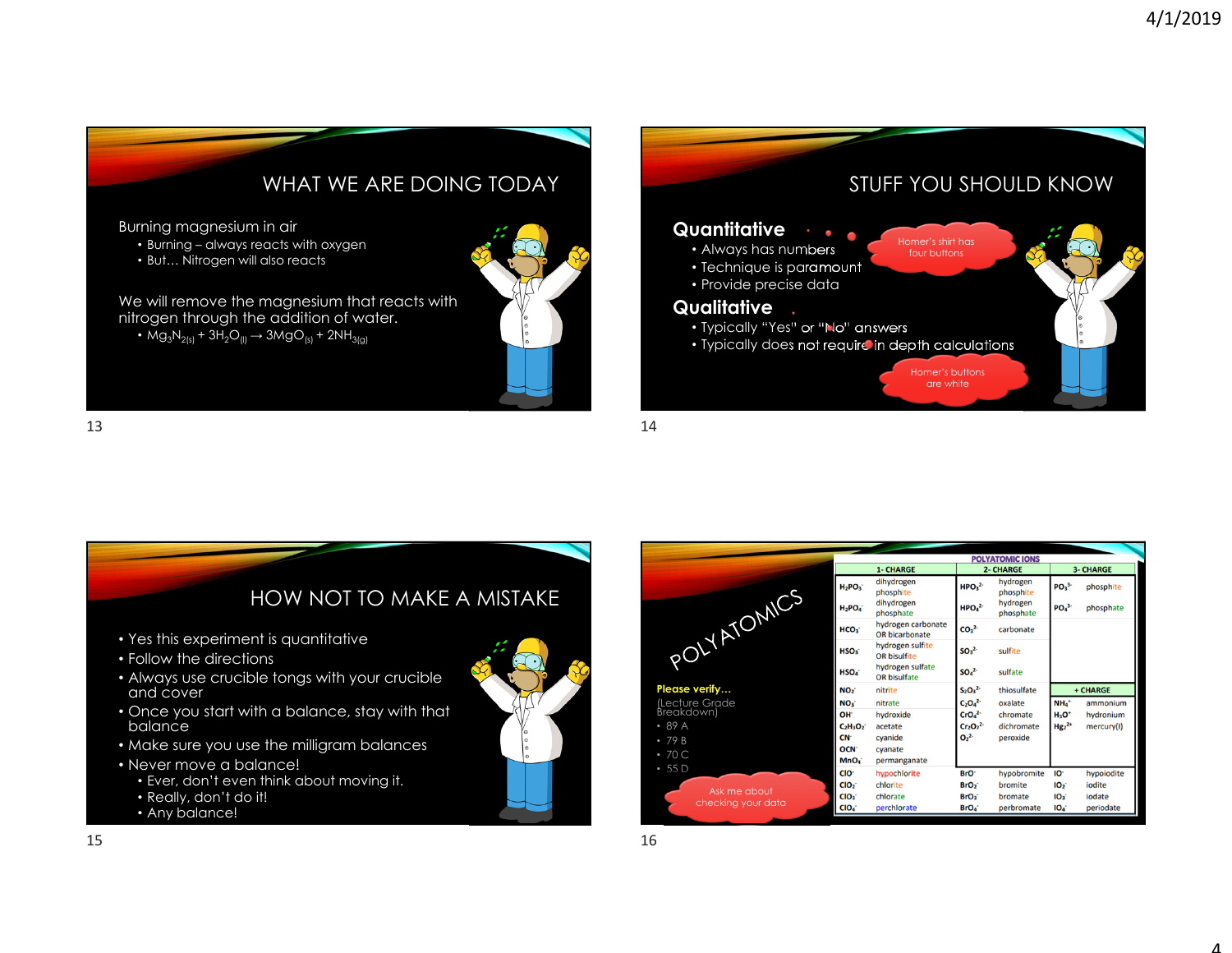# WHAT WE ARE DOING TODAY

Burning magnesium in air

- Burning – always reacts with oxygen
- But… Nitrogen will also react

We will remove the magnesium that reacts with nitrogen through the addition of water.

- $Mg_3N_{2(s)} + 3H_2O_{(l)} \rightarrow 3MgO_{(s)} + 2NH_{3(g)}$

# STUFF YOU SHOULD KNOW

**Quantitative**

- Always has numbers
- Technique is paramount
- Provide precise data

Homer's shirt has four buttons

**Qualitative**

- Typically "Yes" or "No" answers
- Typically does not require in depth calculations

Homer's buttons are white

# HOW NOT TO MAKE A MISTAKE

- Yes this experiment is quantitative
- Follow the directions
- Always use crucible tongs with your crucible and cover
- Once you start with a balance, stay with that balance
- Make sure you use the milligram balances
- Never move a balance!
  - Ever, don't even think about moving it.
  - Really, don't do it!
  - Any balance!

# POLYATOMICS

**Please verify…**

(Lecture Grade Breakdown)

- 89 A
- 79 B
- 70 C
- 55 D

Ask me about checking your data

**POLYATOMIC IONS**

| 1- CHARGE | | 2- CHARGE | | 3- CHARGE | |
|---|---|---|---|---|---|
| $H_2PO_3^-$ | dihydrogen phosphite | $HPO_3^{2-}$ | hydrogen phosphite | $PO_3^{3-}$ | phosphite |
| $H_2PO_4^-$ | dihydrogen phosphate | $HPO_4^{2-}$ | hydrogen phosphate | $PO_4^{3-}$ | phosphate |
| $HCO_3^-$ | hydrogen carbonate OR bicarbonate | $CO_3^{2-}$ | carbonate | | |
| $HSO_3^-$ | hydrogen sulfite OR bisulfite | $SO_3^{2-}$ | sulfite | | |
| $HSO_4^-$ | hydrogen sulfate OR bisulfate | $SO_4^{2-}$ | sulfate | | |
| $NO_2^-$ | nitrite | $S_2O_3^{2-}$ | thiosulfate | + CHARGE | |
| $NO_3^-$ | nitrate | $C_2O_4^{2-}$ | oxalate | $NH_4^+$ | ammonium |
| $OH^-$ | hydroxide | $CrO_4^{2-}$ | chromate | $H_3O^+$ | hydronium |
| $C_2H_3O_2^-$ | acetate | $Cr_2O_7^{2-}$ | dichromate | $Hg_2^{2+}$ | mercury(I) |
| $CN^-$ | cyanide | $O_2^{2-}$ | peroxide | | |
| $OCN^-$ | cyanate | | | | |
| $MnO_4^-$ | permanganate | | | | |
| $ClO^-$ | hypochlorite | $BrO^-$ | hypobromite | $IO^-$ | hypoiodite |
| $ClO_2^-$ | chlorite | $BrO_2^-$ | bromite | $IO_2^-$ | iodite |
| $ClO_3^-$ | chlorate | $BrO_3^-$ | bromate | $IO_3^-$ | iodate |
| $ClO_4^-$ | perchlorate | $BrO_4^-$ | perbromate | $IO_4^-$ | periodate |